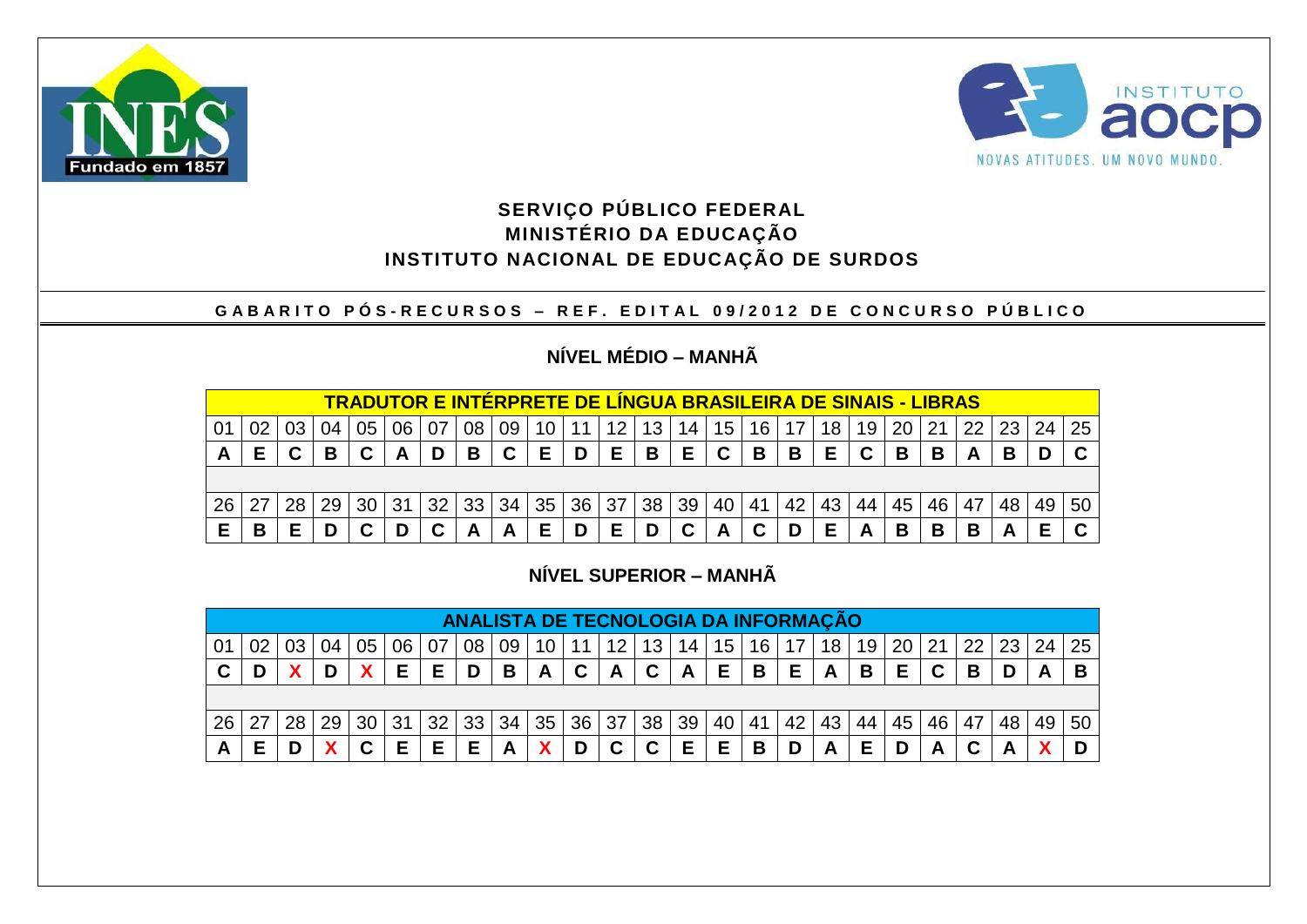**SERVIÇO PÚBLICO FEDERAL**
**MINISTÉRIO DA EDUCAÇÃO**
**INSTITUTO NACIONAL DE EDUCAÇÃO DE SURDOS**

**GABARITO PÓS-RECURSOS – REF. EDITAL 09/2012 DE CONCURSO PÚBLICO**

## NÍVEL MÉDIO – MANHÃ

**TRADUTOR E INTÉRPRETE DE LÍNGUA BRASILEIRA DE SINAIS - LIBRAS**

| 01 | 02 | 03 | 04 | 05 | 06 | 07 | 08 | 09 | 10 | 11 | 12 | 13 | 14 | 15 | 16 | 17 | 18 | 19 | 20 | 21 | 22 | 23 | 24 | 25 |
|---|---|---|---|---|---|---|---|---|---|---|---|---|---|---|---|---|---|---|---|---|---|---|---|---|
| A | E | C | B | C | A | D | B | C | E | D | E | B | E | C | B | B | E | C | B | B | A | B | D | C |

| 26 | 27 | 28 | 29 | 30 | 31 | 32 | 33 | 34 | 35 | 36 | 37 | 38 | 39 | 40 | 41 | 42 | 43 | 44 | 45 | 46 | 47 | 48 | 49 | 50 |
|---|---|---|---|---|---|---|---|---|---|---|---|---|---|---|---|---|---|---|---|---|---|---|---|---|
| E | B | E | D | C | D | C | A | A | E | D | E | D | C | A | C | D | E | A | B | B | B | A | E | C |

## NÍVEL SUPERIOR – MANHÃ

**ANALISTA DE TECNOLOGIA DA INFORMAÇÃO**

| 01 | 02 | 03 | 04 | 05 | 06 | 07 | 08 | 09 | 10 | 11 | 12 | 13 | 14 | 15 | 16 | 17 | 18 | 19 | 20 | 21 | 22 | 23 | 24 | 25 |
|---|---|---|---|---|---|---|---|---|---|---|---|---|---|---|---|---|---|---|---|---|---|---|---|---|
| C | D | X | D | X | E | E | D | B | A | C | A | C | A | E | B | E | A | B | E | C | B | D | A | B |

| 26 | 27 | 28 | 29 | 30 | 31 | 32 | 33 | 34 | 35 | 36 | 37 | 38 | 39 | 40 | 41 | 42 | 43 | 44 | 45 | 46 | 47 | 48 | 49 | 50 |
|---|---|---|---|---|---|---|---|---|---|---|---|---|---|---|---|---|---|---|---|---|---|---|---|---|
| A | E | D | X | C | E | E | E | A | X | D | C | C | E | E | B | D | A | E | D | A | C | A | X | D |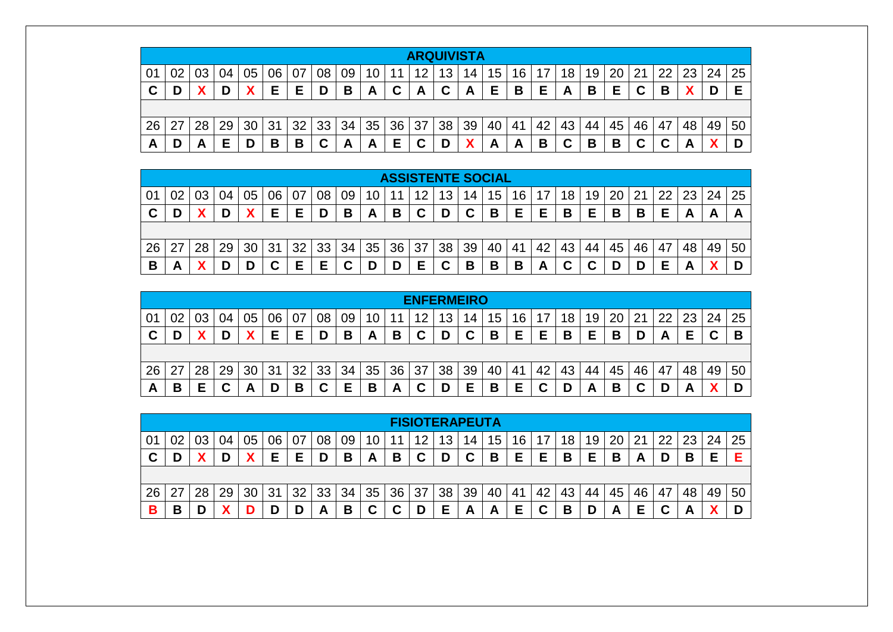## ARQUIVISTA

| 01 | 02 | 03 | 04 | 05 | 06 | 07 | 08 | 09 | 10 | 11 | 12 | 13 | 14 | 15 | 16 | 17 | 18 | 19 | 20 | 21 | 22 | 23 | 24 | 25 |
|---|---|---|---|---|---|---|---|---|---|---|---|---|---|---|---|---|---|---|---|---|---|---|---|---|
| **C** | **D** | **X** | **D** | **X** | **E** | **E** | **D** | **B** | **A** | **C** | **A** | **C** | **A** | **E** | **B** | **E** | **A** | **B** | **E** | **C** | **B** | **X** | **D** | **E** |

| 26 | 27 | 28 | 29 | 30 | 31 | 32 | 33 | 34 | 35 | 36 | 37 | 38 | 39 | 40 | 41 | 42 | 43 | 44 | 45 | 46 | 47 | 48 | 49 | 50 |
|---|---|---|---|---|---|---|---|---|---|---|---|---|---|---|---|---|---|---|---|---|---|---|---|---|
| **A** | **D** | **A** | **E** | **D** | **B** | **B** | **C** | **A** | **A** | **E** | **C** | **D** | **X** | **A** | **A** | **B** | **C** | **B** | **B** | **C** | **C** | **A** | **X** | **D** |

## ASSISTENTE SOCIAL

| 01 | 02 | 03 | 04 | 05 | 06 | 07 | 08 | 09 | 10 | 11 | 12 | 13 | 14 | 15 | 16 | 17 | 18 | 19 | 20 | 21 | 22 | 23 | 24 | 25 |
|---|---|---|---|---|---|---|---|---|---|---|---|---|---|---|---|---|---|---|---|---|---|---|---|---|
| **C** | **D** | **X** | **D** | **X** | **E** | **E** | **D** | **B** | **A** | **B** | **C** | **D** | **C** | **B** | **E** | **E** | **B** | **E** | **B** | **B** | **E** | **A** | **A** | **A** |

| 26 | 27 | 28 | 29 | 30 | 31 | 32 | 33 | 34 | 35 | 36 | 37 | 38 | 39 | 40 | 41 | 42 | 43 | 44 | 45 | 46 | 47 | 48 | 49 | 50 |
|---|---|---|---|---|---|---|---|---|---|---|---|---|---|---|---|---|---|---|---|---|---|---|---|---|
| **B** | **A** | **X** | **D** | **D** | **C** | **E** | **E** | **C** | **D** | **D** | **E** | **C** | **B** | **B** | **B** | **A** | **C** | **C** | **D** | **D** | **E** | **A** | **X** | **D** |

## ENFERMEIRO

| 01 | 02 | 03 | 04 | 05 | 06 | 07 | 08 | 09 | 10 | 11 | 12 | 13 | 14 | 15 | 16 | 17 | 18 | 19 | 20 | 21 | 22 | 23 | 24 | 25 |
|---|---|---|---|---|---|---|---|---|---|---|---|---|---|---|---|---|---|---|---|---|---|---|---|---|
| **C** | **D** | **X** | **D** | **X** | **E** | **E** | **D** | **B** | **A** | **B** | **C** | **D** | **C** | **B** | **E** | **E** | **B** | **E** | **B** | **D** | **A** | **E** | **C** | **B** |

| 26 | 27 | 28 | 29 | 30 | 31 | 32 | 33 | 34 | 35 | 36 | 37 | 38 | 39 | 40 | 41 | 42 | 43 | 44 | 45 | 46 | 47 | 48 | 49 | 50 |
|---|---|---|---|---|---|---|---|---|---|---|---|---|---|---|---|---|---|---|---|---|---|---|---|---|
| **A** | **B** | **E** | **C** | **A** | **D** | **B** | **C** | **E** | **B** | **A** | **C** | **D** | **E** | **B** | **E** | **C** | **D** | **A** | **B** | **C** | **D** | **A** | **X** | **D** |

## FISIOTERAPEUTA

| 01 | 02 | 03 | 04 | 05 | 06 | 07 | 08 | 09 | 10 | 11 | 12 | 13 | 14 | 15 | 16 | 17 | 18 | 19 | 20 | 21 | 22 | 23 | 24 | 25 |
|---|---|---|---|---|---|---|---|---|---|---|---|---|---|---|---|---|---|---|---|---|---|---|---|---|
| **C** | **D** | **X** | **D** | **X** | **E** | **E** | **D** | **B** | **A** | **B** | **C** | **D** | **C** | **B** | **E** | **E** | **B** | **E** | **B** | **A** | **D** | **B** | **E** | **E** |

| 26 | 27 | 28 | 29 | 30 | 31 | 32 | 33 | 34 | 35 | 36 | 37 | 38 | 39 | 40 | 41 | 42 | 43 | 44 | 45 | 46 | 47 | 48 | 49 | 50 |
|---|---|---|---|---|---|---|---|---|---|---|---|---|---|---|---|---|---|---|---|---|---|---|---|---|
| **B** | **B** | **D** | **X** | **D** | **D** | **D** | **A** | **B** | **C** | **C** | **D** | **E** | **A** | **A** | **E** | **C** | **B** | **D** | **A** | **E** | **C** | **A** | **X** | **D** |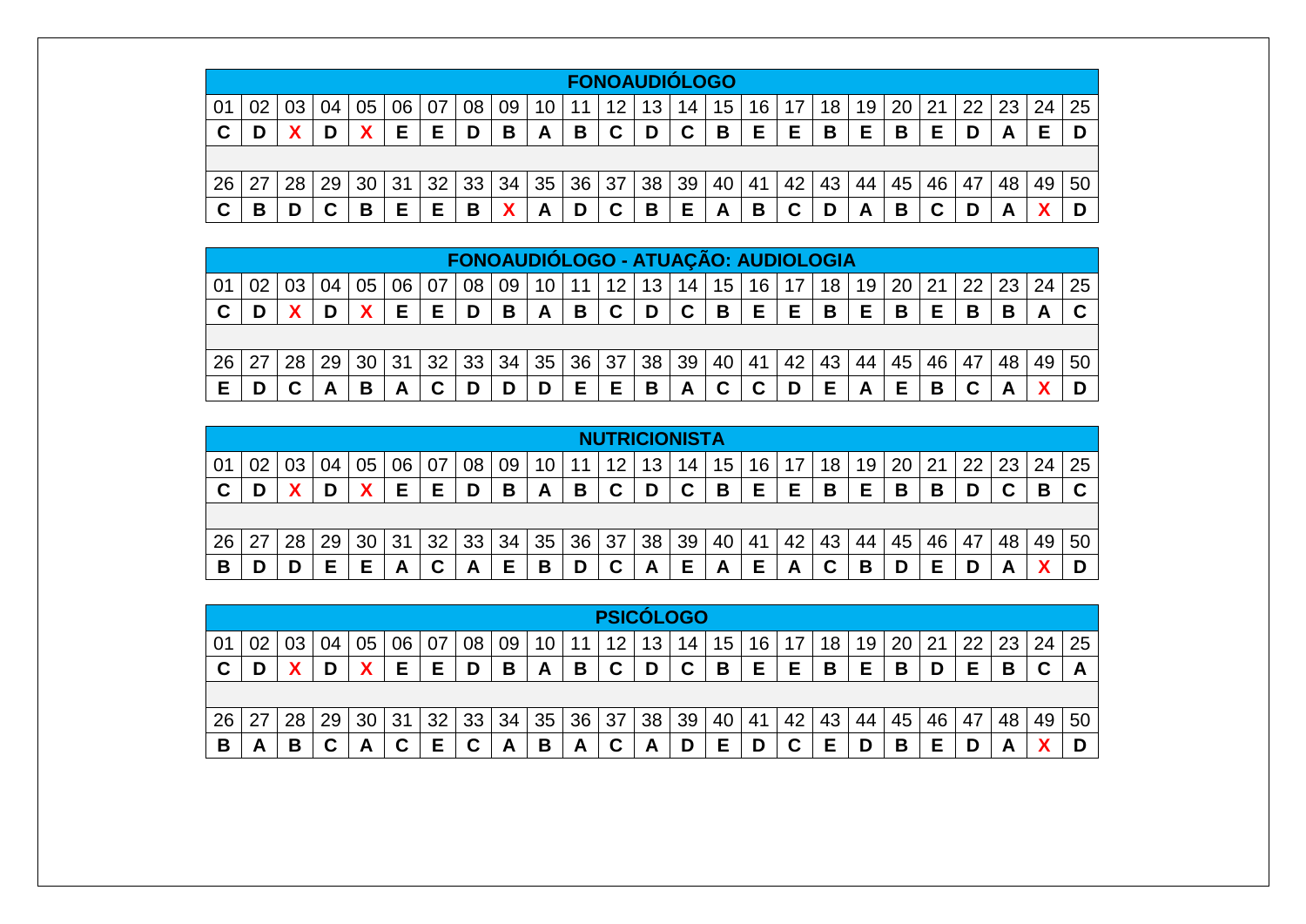| FONOAUDIÓLOGO | | | | | | | | | | | | | | | | | | | | | | | | |
|---|---|---|---|---|---|---|---|---|---|---|---|---|---|---|---|---|---|---|---|---|---|---|---|---|
| 01 | 02 | 03 | 04 | 05 | 06 | 07 | 08 | 09 | 10 | 11 | 12 | 13 | 14 | 15 | 16 | 17 | 18 | 19 | 20 | 21 | 22 | 23 | 24 | 25 |
| **C** | **D** | **X** | **D** | **X** | **E** | **E** | **D** | **B** | **A** | **B** | **C** | **D** | **C** | **B** | **E** | **E** | **B** | **E** | **B** | **E** | **D** | **A** | **E** | **D** |
| 26 | 27 | 28 | 29 | 30 | 31 | 32 | 33 | 34 | 35 | 36 | 37 | 38 | 39 | 40 | 41 | 42 | 43 | 44 | 45 | 46 | 47 | 48 | 49 | 50 |
| **C** | **B** | **D** | **C** | **B** | **E** | **E** | **B** | **X** | **A** | **D** | **C** | **B** | **E** | **A** | **B** | **C** | **D** | **A** | **B** | **C** | **D** | **A** | **X** | **D** |

| FONOAUDIÓLOGO - ATUAÇÃO: AUDIOLOGIA | | | | | | | | | | | | | | | | | | | | | | | | |
|---|---|---|---|---|---|---|---|---|---|---|---|---|---|---|---|---|---|---|---|---|---|---|---|---|
| 01 | 02 | 03 | 04 | 05 | 06 | 07 | 08 | 09 | 10 | 11 | 12 | 13 | 14 | 15 | 16 | 17 | 18 | 19 | 20 | 21 | 22 | 23 | 24 | 25 |
| **C** | **D** | **X** | **D** | **X** | **E** | **E** | **D** | **B** | **A** | **B** | **C** | **D** | **C** | **B** | **E** | **E** | **B** | **E** | **B** | **E** | **B** | **B** | **A** | **C** |
| 26 | 27 | 28 | 29 | 30 | 31 | 32 | 33 | 34 | 35 | 36 | 37 | 38 | 39 | 40 | 41 | 42 | 43 | 44 | 45 | 46 | 47 | 48 | 49 | 50 |
| **E** | **D** | **C** | **A** | **B** | **A** | **C** | **D** | **D** | **D** | **E** | **E** | **B** | **A** | **C** | **C** | **D** | **E** | **A** | **E** | **B** | **C** | **A** | **X** | **D** |

| NUTRICIONISTA | | | | | | | | | | | | | | | | | | | | | | | | |
|---|---|---|---|---|---|---|---|---|---|---|---|---|---|---|---|---|---|---|---|---|---|---|---|---|
| 01 | 02 | 03 | 04 | 05 | 06 | 07 | 08 | 09 | 10 | 11 | 12 | 13 | 14 | 15 | 16 | 17 | 18 | 19 | 20 | 21 | 22 | 23 | 24 | 25 |
| **C** | **D** | **X** | **D** | **X** | **E** | **E** | **D** | **B** | **A** | **B** | **C** | **D** | **C** | **B** | **E** | **E** | **B** | **E** | **B** | **B** | **D** | **C** | **B** | **C** |
| 26 | 27 | 28 | 29 | 30 | 31 | 32 | 33 | 34 | 35 | 36 | 37 | 38 | 39 | 40 | 41 | 42 | 43 | 44 | 45 | 46 | 47 | 48 | 49 | 50 |
| **B** | **D** | **D** | **E** | **E** | **A** | **C** | **A** | **E** | **B** | **D** | **C** | **A** | **E** | **A** | **E** | **A** | **C** | **B** | **D** | **E** | **D** | **A** | **X** | **D** |

| PSICÓLOGO | | | | | | | | | | | | | | | | | | | | | | | | |
|---|---|---|---|---|---|---|---|---|---|---|---|---|---|---|---|---|---|---|---|---|---|---|---|---|
| 01 | 02 | 03 | 04 | 05 | 06 | 07 | 08 | 09 | 10 | 11 | 12 | 13 | 14 | 15 | 16 | 17 | 18 | 19 | 20 | 21 | 22 | 23 | 24 | 25 |
| **C** | **D** | **X** | **D** | **X** | **E** | **E** | **D** | **B** | **A** | **B** | **C** | **D** | **C** | **B** | **E** | **E** | **B** | **E** | **B** | **D** | **E** | **B** | **C** | **A** |
| 26 | 27 | 28 | 29 | 30 | 31 | 32 | 33 | 34 | 35 | 36 | 37 | 38 | 39 | 40 | 41 | 42 | 43 | 44 | 45 | 46 | 47 | 48 | 49 | 50 |
| **B** | **A** | **B** | **C** | **A** | **C** | **E** | **C** | **A** | **B** | **A** | **C** | **A** | **D** | **E** | **D** | **C** | **E** | **D** | **B** | **E** | **D** | **A** | **X** | **D** |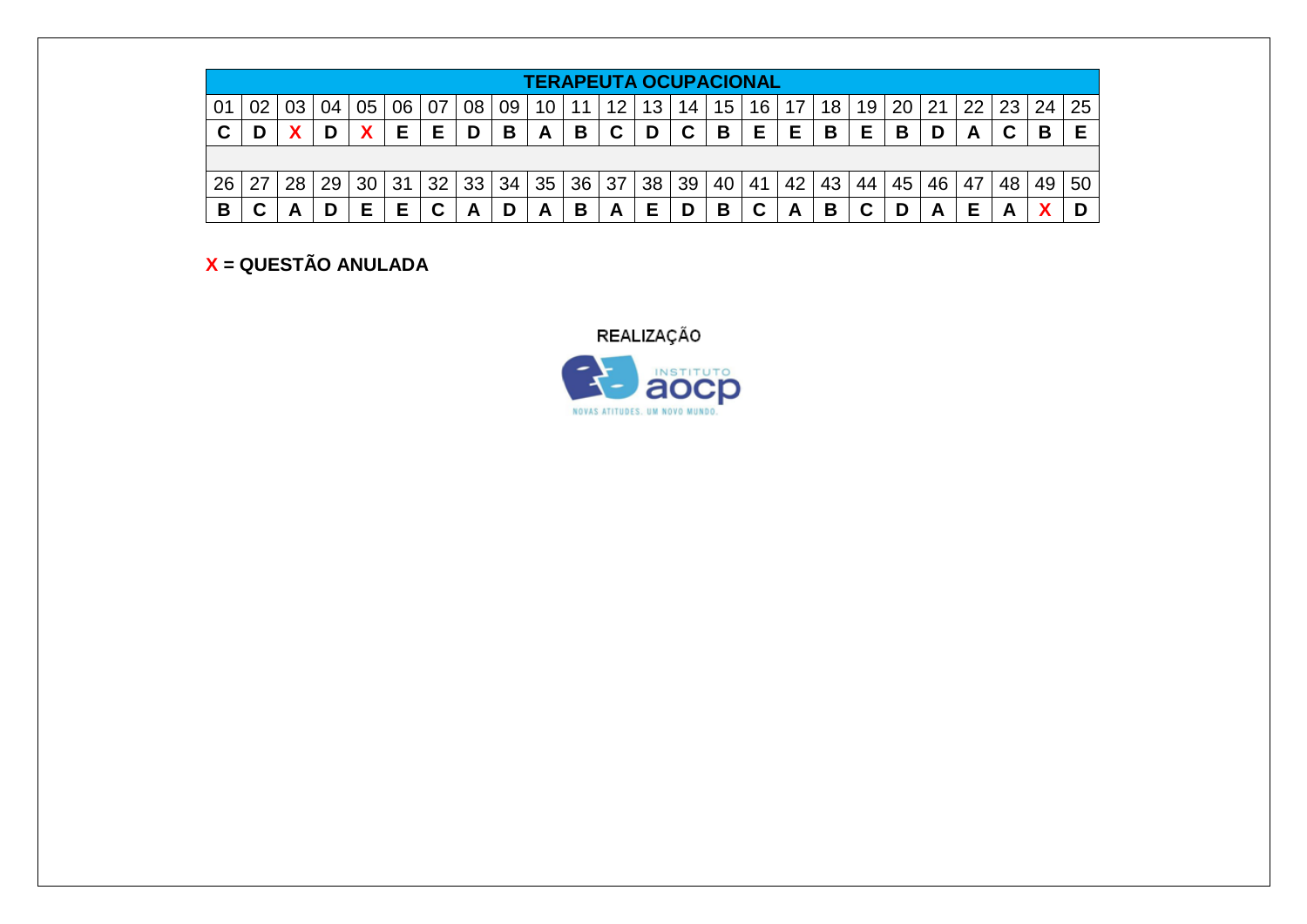| TERAPEUTA OCUPACIONAL | | | | | | | | | | | | | | | | | | | | | | | | |
|---|---|---|---|---|---|---|---|---|---|---|---|---|---|---|---|---|---|---|---|---|---|---|---|---|
| 01 | 02 | 03 | 04 | 05 | 06 | 07 | 08 | 09 | 10 | 11 | 12 | 13 | 14 | 15 | 16 | 17 | 18 | 19 | 20 | 21 | 22 | 23 | 24 | 25 |
| C | D | X | D | X | E | E | D | B | A | B | C | D | C | B | E | E | B | E | B | D | A | C | B | E |
| | | | | | | | | | | | | | | | | | | | | | | | | |
| 26 | 27 | 28 | 29 | 30 | 31 | 32 | 33 | 34 | 35 | 36 | 37 | 38 | 39 | 40 | 41 | 42 | 43 | 44 | 45 | 46 | 47 | 48 | 49 | 50 |
| B | C | A | D | E | E | C | A | D | A | B | A | E | D | B | C | A | B | C | D | A | E | A | X | D |

**X = QUESTÃO ANULADA**

REALIZAÇÃO

INSTITUTO aocp

NOVAS ATITUDES. UM NOVO MUNDO.